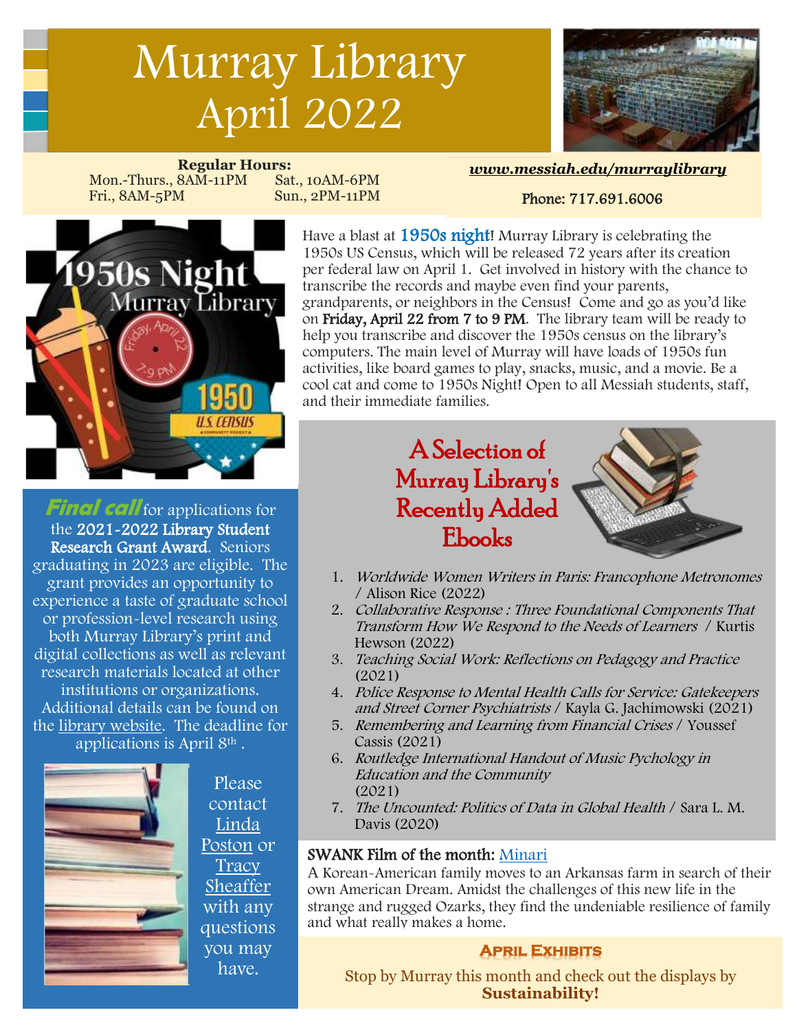# Murray Library
# April 2022

**Regular Hours:**
Mon.-Thurs., 8AM-11PM
Sat., 10AM-6PM
Fri., 8AM-5PM
Sun., 2PM-11PM

***www.messiah.edu/murraylibrary***

Phone: 717.691.6006

Have a blast at **1950s night**! Murray Library is celebrating the 1950s US Census, which will be released 72 years after its creation per federal law on April 1. Get involved in history with the chance to transcribe the records and maybe even find your parents, grandparents, or neighbors in the Census! Come and go as you'd like on **Friday, April 22 from 7 to 9 PM**. The library team will be ready to help you transcribe and discover the 1950s census on the library's computers. The main level of Murray will have loads of 1950s fun activities, like board games to play, snacks, music, and a movie. Be a cool cat and come to 1950s Night! Open to all Messiah students, staff, and their immediate families.

***Final call*** for applications for the **2021-2022 Library Student Research Grant Award**. Seniors graduating in 2023 are eligible. The grant provides an opportunity to experience a taste of graduate school or profession-level research using both Murray Library's print and digital collections as well as relevant research materials located at other institutions or organizations. Additional details can be found on the library website. The deadline for applications is April 8th .

Please contact Linda Poston or Tracy Sheaffer with any questions you may have.

## A Selection of Murray Library's Recently Added Ebooks

1. *Worldwide Women Writers in Paris: Francophone Metronomes* / Alison Rice (2022)
2. *Collaborative Response : Three Foundational Components That Transform How We Respond to the Needs of Learners* / Kurtis Hewson (2022)
3. *Teaching Social Work: Reflections on Pedagogy and Practice* (2021)
4. *Police Response to Mental Health Calls for Service: Gatekeepers and Street Corner Psychiatrists* / Kayla G. Jachimowski (2021)
5. *Remembering and Learning from Financial Crises* / Youssef Cassis (2021)
6. *Routledge International Handout of Music Pychology in Education and the Community* (2021)
7. *The Uncounted: Politics of Data in Global Health* / Sara L. M. Davis (2020)

**SWANK Film of the month:** Minari

A Korean-American family moves to an Arkansas farm in search of their own American Dream. Amidst the challenges of this new life in the strange and rugged Ozarks, they find the undeniable resilience of family and what really makes a home.

## April Exhibits

Stop by Murray this month and check out the displays by **Sustainability!**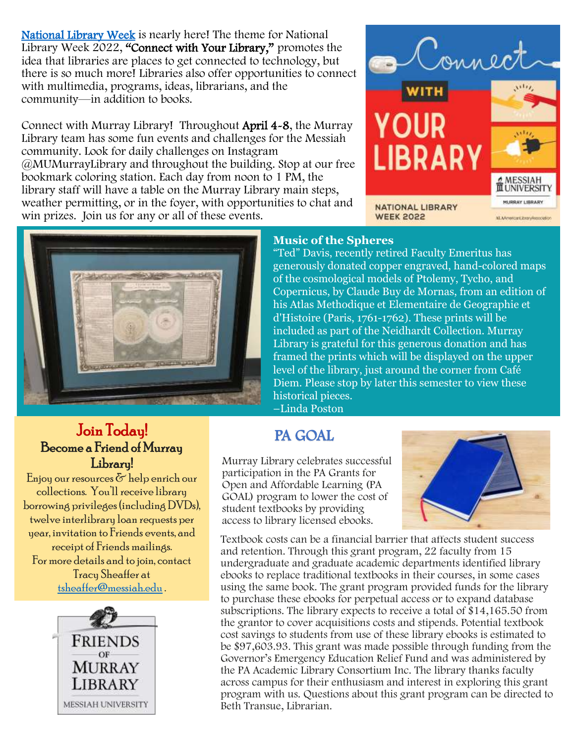National Library Week is nearly here! The theme for National Library Week 2022, **"Connect with Your Library,"** promotes the idea that libraries are places to get connected to technology, but there is so much more! Libraries also offer opportunities to connect with multimedia, programs, ideas, librarians, and the community—in addition to books.

Connect with Murray Library! Throughout **April 4-8**, the Murray Library team has some fun events and challenges for the Messiah community. Look for daily challenges on Instagram @MUMurrayLibrary and throughout the building. Stop at our free bookmark coloring station. Each day from noon to 1 PM, the library staff will have a table on the Murray Library main steps, weather permitting, or in the foyer, with opportunities to chat and win prizes. Join us for any or all of these events.

Connect WITH YOUR LIBRARY

NATIONAL LIBRARY WEEK 2022

MESSIAH UNIVERSITY MURRAY LIBRARY

ALAAmericanLibraryAssociation

## Music of the Spheres

"Ted" Davis, recently retired Faculty Emeritus has generously donated copper engraved, hand-colored maps of the cosmological models of Ptolemy, Tycho, and Copernicus, by Claude Buy de Mornas, from an edition of his Atlas Methodique et Elementaire de Geographie et d'Histoire (Paris, 1761-1762). These prints will be included as part of the Neidhardt Collection. Murray Library is grateful for this generous donation and has framed the prints which will be displayed on the upper level of the library, just around the corner from Café Diem. Please stop by later this semester to view these historical pieces.

–Linda Poston

## Join Today!

### Become a Friend of Murray Library!

Enjoy our resources & help enrich our collections. You'll receive library borrowing privileges (including DVDs), twelve interlibrary loan requests per year, invitation to Friends events, and receipt of Friends mailings.

For more details and to join, contact Tracy Sheaffer at tsheaffer@messiah.edu.

FRIENDS OF MURRAY LIBRARY

MESSIAH UNIVERSITY

## PA GOAL

Murray Library celebrates successful participation in the PA Grants for Open and Affordable Learning (PA GOAL) program to lower the cost of student textbooks by providing access to library licensed ebooks.

Textbook costs can be a financial barrier that affects student success and retention. Through this grant program, 22 faculty from 15 undergraduate and graduate academic departments identified library ebooks to replace traditional textbooks in their courses, in some cases using the same book. The grant program provided funds for the library to purchase these ebooks for perpetual access or to expand database subscriptions. The library expects to receive a total of $14,165.50 from the grantor to cover acquisitions costs and stipends. Potential textbook cost savings to students from use of these library ebooks is estimated to be $97,603.93. This grant was made possible through funding from the Governor's Emergency Education Relief Fund and was administered by the PA Academic Library Consortium Inc. The library thanks faculty across campus for their enthusiasm and interest in exploring this grant program with us. Questions about this grant program can be directed to Beth Transue, Librarian.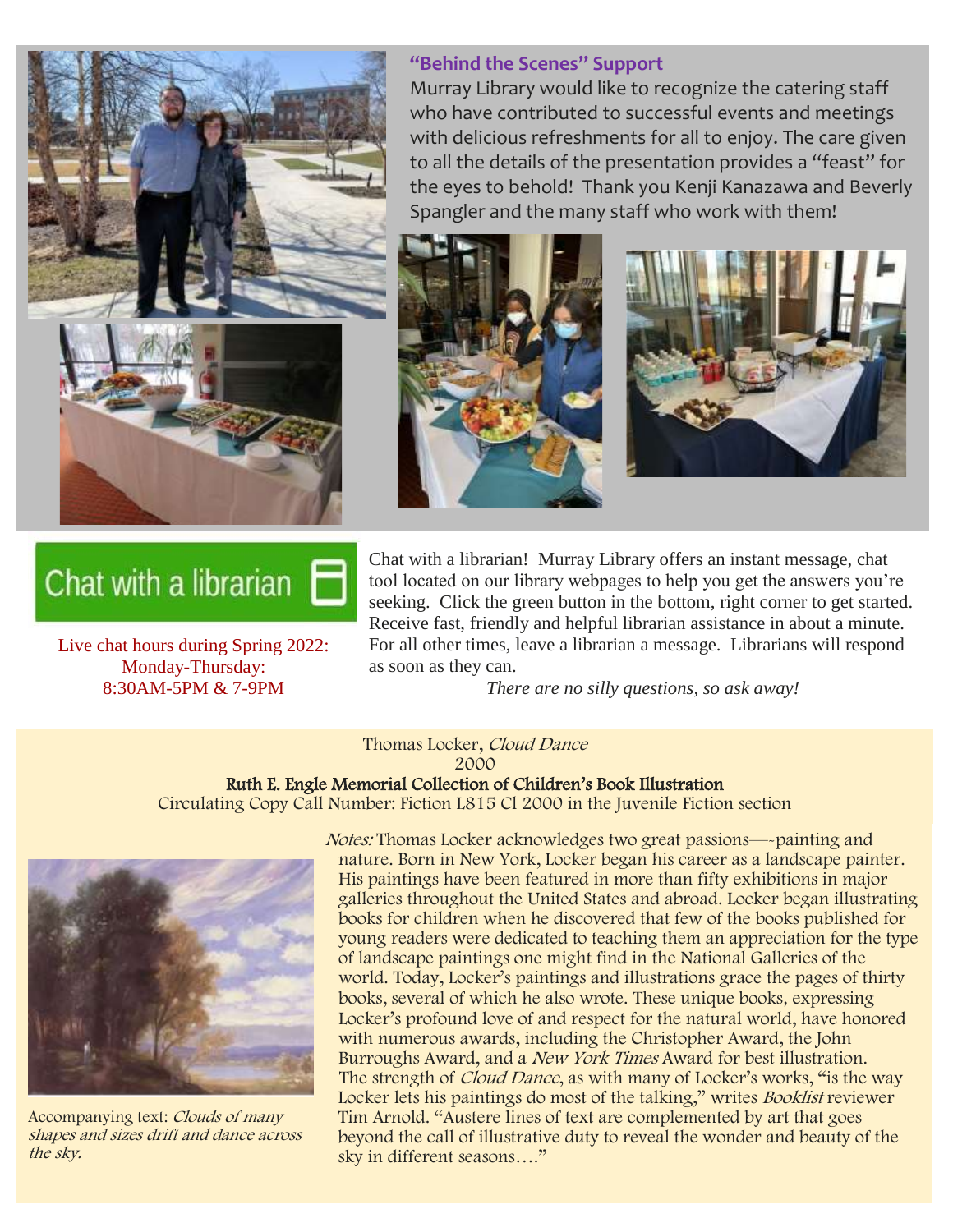## "Behind the Scenes" Support

Murray Library would like to recognize the catering staff who have contributed to successful events and meetings with delicious refreshments for all to enjoy. The care given to all the details of the presentation provides a "feast" for the eyes to behold! Thank you Kenji Kanazawa and Beverly Spangler and the many staff who work with them!

Chat with a librarian

Live chat hours during Spring 2022:
Monday-Thursday:
8:30AM-5PM & 7-9PM

Chat with a librarian! Murray Library offers an instant message, chat tool located on our library webpages to help you get the answers you're seeking. Click the green button in the bottom, right corner to get started. Receive fast, friendly and helpful librarian assistance in about a minute. For all other times, leave a librarian a message. Librarians will respond as soon as they can.

*There are no silly questions, so ask away!*

Thomas Locker, *Cloud Dance*
2000
**Ruth E. Engle Memorial Collection of Children's Book Illustration**
Circulating Copy Call Number: Fiction L815 Cl 2000 in the Juvenile Fiction section

Accompanying text: *Clouds of many shapes and sizes drift and dance across the sky.*

*Notes:* Thomas Locker acknowledges two great passions—-painting and nature. Born in New York, Locker began his career as a landscape painter. His paintings have been featured in more than fifty exhibitions in major galleries throughout the United States and abroad. Locker began illustrating books for children when he discovered that few of the books published for young readers were dedicated to teaching them an appreciation for the type of landscape paintings one might find in the National Galleries of the world. Today, Locker's paintings and illustrations grace the pages of thirty books, several of which he also wrote. These unique books, expressing Locker's profound love of and respect for the natural world, have honored with numerous awards, including the Christopher Award, the John Burroughs Award, and a *New York Times* Award for best illustration. The strength of *Cloud Dance*, as with many of Locker's works, "is the way Locker lets his paintings do most of the talking," writes *Booklist* reviewer Tim Arnold. "Austere lines of text are complemented by art that goes beyond the call of illustrative duty to reveal the wonder and beauty of the sky in different seasons…."